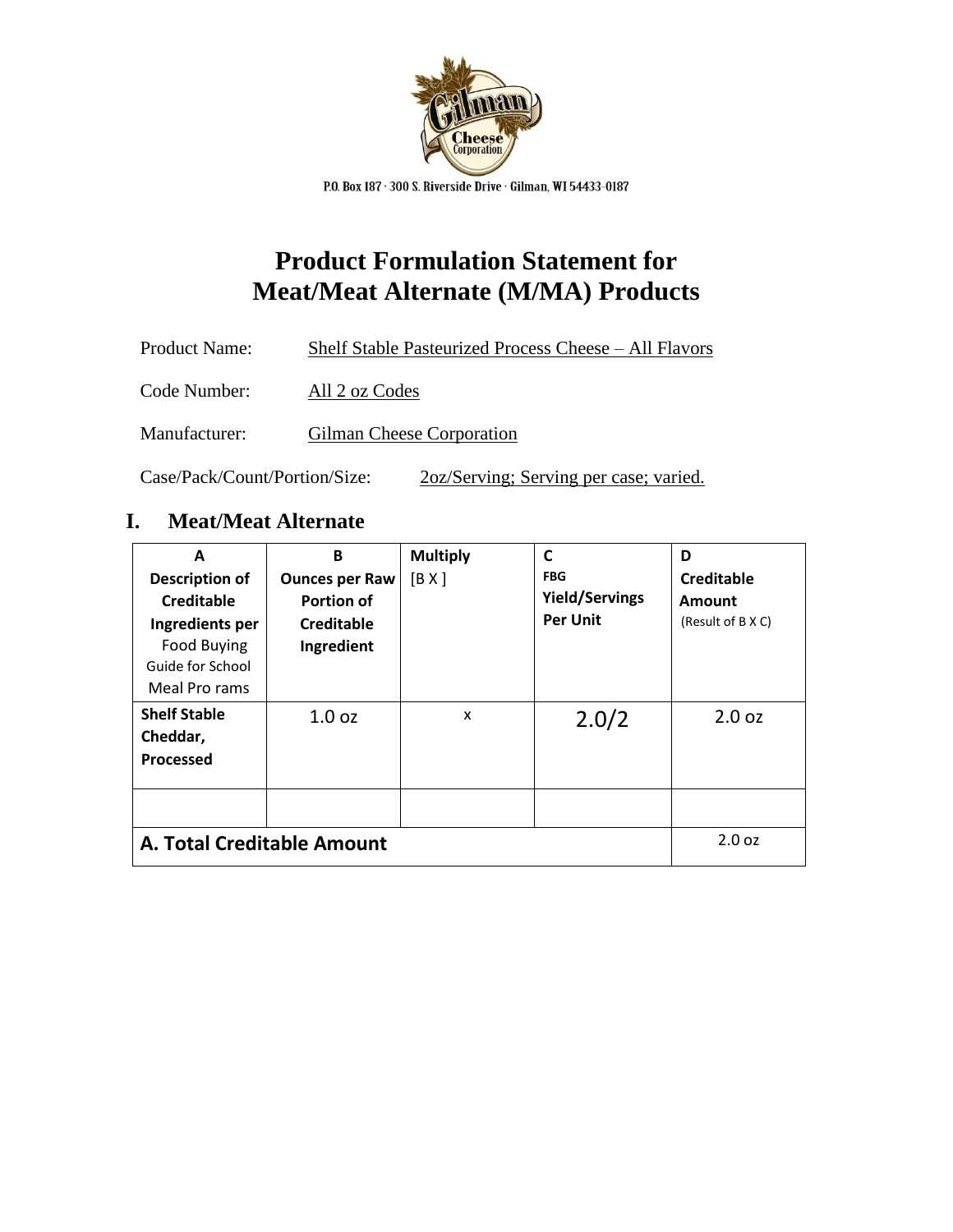P.O. Box 187 · 300 S. Riverside Drive · Gilman, WI 54433-0187

# Product Formulation Statement for Meat/Meat Alternate (M/MA) Products

Product Name: Shelf Stable Pasteurized Process Cheese – All Flavors

Code Number: All 2 oz Codes

Manufacturer: Gilman Cheese Corporation

Case/Pack/Count/Portion/Size: 2oz/Serving; Serving per case; varied.

## I. Meat/Meat Alternate

| A Description of Creditable Ingredients per Food Buying Guide for School Meal Pro rams | B Ounces per Raw Portion of Creditable Ingredient | Multiply [B X ] | C FBG Yield/Servings Per Unit | D Creditable Amount (Result of B X C) |
|---|---|---|---|---|
| **Shelf Stable Cheddar, Processed** | 1.0 oz | x | 2.0/2 | 2.0 oz |
| | | | | |
| **A. Total Creditable Amount** | | | | 2.0 oz |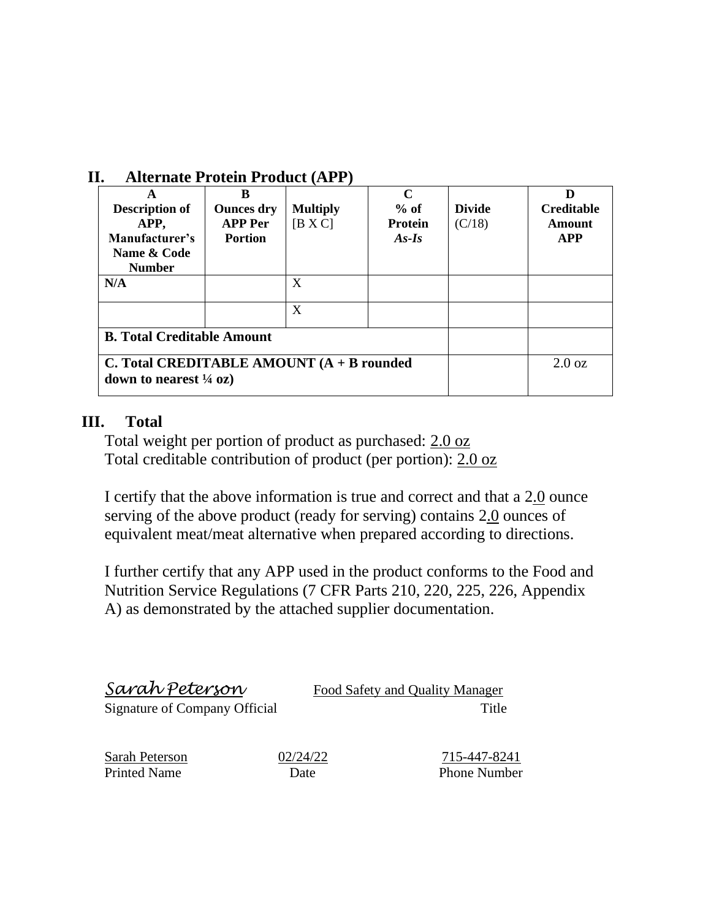## II. Alternate Protein Product (APP)

| A Description of APP, Manufacturer's Name & Code Number | B Ounces dry APP Per Portion | Multiply [B X C] | C % of Protein *As-Is* | Divide (C/18) | D Creditable Amount APP |
|---|---|---|---|---|---|
| **N/A** | | X | | | |
| | | X | | | |
| **B. Total Creditable Amount** | | | | | |
| **C. Total CREDITABLE AMOUNT (A + B rounded down to nearest ¼ oz)** | | | | | 2.0 oz |

## III. Total

Total weight per portion of product as purchased: 2.0 oz
Total creditable contribution of product (per portion): 2.0 oz

I certify that the above information is true and correct and that a 2.0 ounce serving of the above product (ready for serving) contains 2.0 ounces of equivalent meat/meat alternative when prepared according to directions.

I further certify that any APP used in the product conforms to the Food and Nutrition Service Regulations (7 CFR Parts 210, 220, 225, 226, Appendix A) as demonstrated by the attached supplier documentation.

*Sarah Peterson* — Food Safety and Quality Manager
Signature of Company Official — Title

Sarah Peterson — 02/24/22 — 715-447-8241
Printed Name — Date — Phone Number